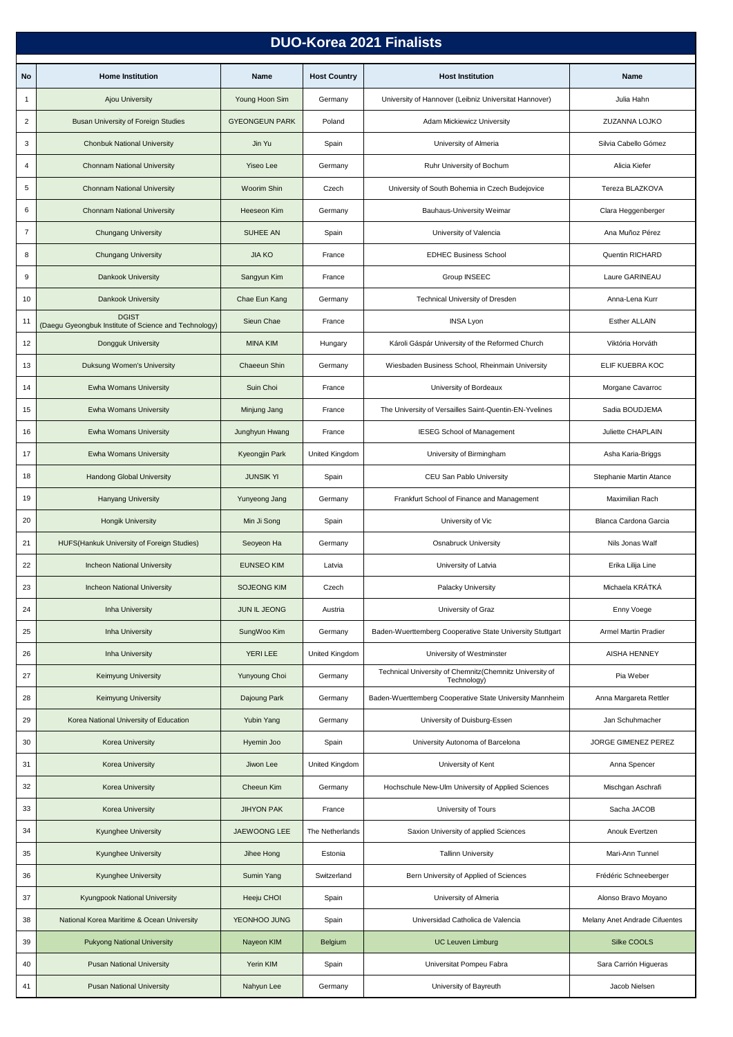# DUO-Korea 2021 Finalists

| No | Home Institution | Name | Host Country | Host Institution | Name |
|---|---|---|---|---|---|
| 1 | Ajou University | Young Hoon Sim | Germany | University of Hannover (Leibniz Universitat Hannover) | Julia Hahn |
| 2 | Busan University of Foreign Studies | GYEONGEUN PARK | Poland | Adam Mickiewicz University | ZUZANNA LOJKO |
| 3 | Chonbuk National University | Jin Yu | Spain | University of Almeria | Silvia Cabello Gómez |
| 4 | Chonnam National University | Yiseo Lee | Germany | Ruhr University of Bochum | Alicia Kiefer |
| 5 | Chonnam National University | Woorim Shin | Czech | University of South Bohemia in Czech Budejovice | Tereza BLAZKOVA |
| 6 | Chonnam National University | Heeseon Kim | Germany | Bauhaus-University Weimar | Clara Heggenberger |
| 7 | Chungang University | SUHEE AN | Spain | University of Valencia | Ana Muñoz Pérez |
| 8 | Chungang University | JIA KO | France | EDHEC Business School | Quentin RICHARD |
| 9 | Dankook University | Sangyun Kim | France | Group INSEEC | Laure GARINEAU |
| 10 | Dankook University | Chae Eun Kang | Germany | Technical University of Dresden | Anna-Lena Kurr |
| 11 | DGIST (Daegu Gyeongbuk Institute of Science and Technology) | Sieun Chae | France | INSA Lyon | Esther ALLAIN |
| 12 | Dongguk University | MINA KIM | Hungary | Károli Gáspár University of the Reformed Church | Viktória Horváth |
| 13 | Duksung Women's University | Chaeeun Shin | Germany | Wiesbaden Business School, Rheinmain University | ELIF KUEBRA KOC |
| 14 | Ewha Womans University | Suin Choi | France | University of Bordeaux | Morgane Cavarroc |
| 15 | Ewha Womans University | Minjung Jang | France | The University of Versailles Saint-Quentin-EN-Yvelines | Sadia BOUDJEMA |
| 16 | Ewha Womans University | Junghyun Hwang | France | IESEG School of Management | Juliette CHAPLAIN |
| 17 | Ewha Womans University | Kyeongjin Park | United Kingdom | University of Birmingham | Asha Karia-Briggs |
| 18 | Handong Global University | JUNSIK YI | Spain | CEU San Pablo University | Stephanie Martin Atance |
| 19 | Hanyang University | Yunyeong Jang | Germany | Frankfurt School of Finance and Management | Maximilian Rach |
| 20 | Hongik University | Min Ji Song | Spain | University of Vic | Blanca Cardona Garcia |
| 21 | HUFS(Hankuk University of Foreign Studies) | Seoyeon Ha | Germany | Osnabruck University | Nils Jonas Walf |
| 22 | Incheon National University | EUNSEO KIM | Latvia | University of Latvia | Erika Lilija Line |
| 23 | Incheon National University | SOJEONG KIM | Czech | Palacky University | Michaela KRÁTKÁ |
| 24 | Inha University | JUN IL JEONG | Austria | University of Graz | Enny Voege |
| 25 | Inha University | SungWoo Kim | Germany | Baden-Wuerttemberg Cooperative State University Stuttgart | Armel Martin Pradier |
| 26 | Inha University | YERI LEE | United Kingdom | University of Westminster | AISHA HENNEY |
| 27 | Keimyung University | Yunyoung Choi | Germany | Technical University of Chemnitz(Chemnitz University of Technology) | Pia Weber |
| 28 | Keimyung University | Dajoung Park | Germany | Baden-Wuerttemberg Cooperative State University Mannheim | Anna Margareta Rettler |
| 29 | Korea National University of Education | Yubin Yang | Germany | University of Duisburg-Essen | Jan Schuhmacher |
| 30 | Korea University | Hyemin Joo | Spain | University Autonoma of Barcelona | JORGE GIMENEZ PEREZ |
| 31 | Korea University | Jiwon Lee | United Kingdom | University of Kent | Anna Spencer |
| 32 | Korea University | Cheeun Kim | Germany | Hochschule New-Ulm University of Applied Sciences | Mischgan Aschrafi |
| 33 | Korea University | JIHYON PAK | France | University of Tours | Sacha JACOB |
| 34 | Kyunghee University | JAEWOONG LEE | The Netherlands | Saxion University of applied Sciences | Anouk Evertzen |
| 35 | Kyunghee University | Jihee Hong | Estonia | Tallinn University | Mari-Ann Tunnel |
| 36 | Kyunghee University | Sumin Yang | Switzerland | Bern University of Applied of Sciences | Frédéric Schneeberger |
| 37 | Kyungpook National University | Heeju CHOI | Spain | University of Almeria | Alonso Bravo Moyano |
| 38 | National Korea Maritime & Ocean University | YEONHOO JUNG | Spain | Universidad Catholica de Valencia | Melany Anet Andrade Cifuentes |
| 39 | Pukyong National University | Nayeon KIM | Belgium | UC Leuven Limburg | Silke COOLS |
| 40 | Pusan National University | Yerin KIM | Spain | Universitat Pompeu Fabra | Sara Carrión Higueras |
| 41 | Pusan National University | Nahyun Lee | Germany | University of Bayreuth | Jacob Nielsen |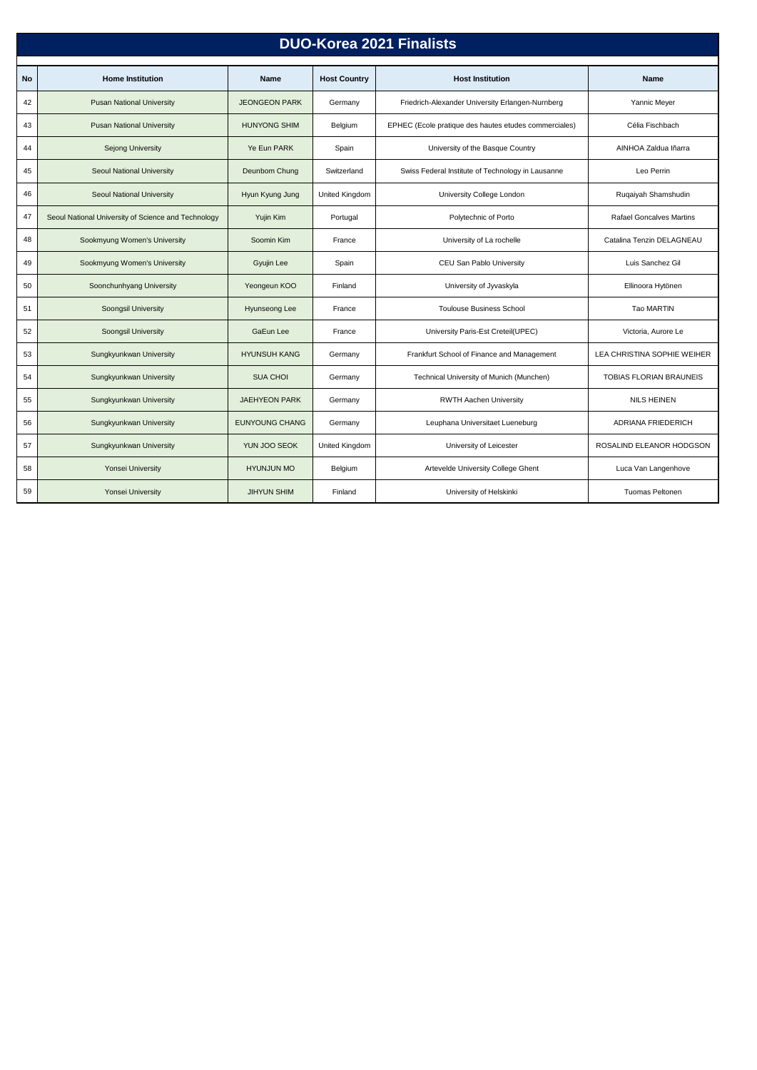# DUO-Korea 2021 Finalists

| No | Home Institution | Name | Host Country | Host Institution | Name |
|---|---|---|---|---|---|
| 42 | Pusan National University | JEONGEON PARK | Germany | Friedrich-Alexander University Erlangen-Nurnberg | Yannic Meyer |
| 43 | Pusan National University | HUNYONG SHIM | Belgium | EPHEC (Ecole pratique des hautes etudes commerciales) | Célia Fischbach |
| 44 | Sejong University | Ye Eun PARK | Spain | University of the Basque Country | AINHOA Zaldua Iñarra |
| 45 | Seoul National University | Deunbom Chung | Switzerland | Swiss Federal Institute of Technology in Lausanne | Leo Perrin |
| 46 | Seoul National University | Hyun Kyung Jung | United Kingdom | University College London | Ruqaiyah Shamshudin |
| 47 | Seoul National University of Science and Technology | Yujin Kim | Portugal | Polytechnic of Porto | Rafael Goncalves Martins |
| 48 | Sookmyung Women's University | Soomin Kim | France | University of La rochelle | Catalina Tenzin DELAGNEAU |
| 49 | Sookmyung Women's University | Gyujin Lee | Spain | CEU San Pablo University | Luis Sanchez Gil |
| 50 | Soonchunhyang University | Yeongeun KOO | Finland | University of Jyvaskyla | Ellinoora Hytönen |
| 51 | Soongsil University | Hyunseong Lee | France | Toulouse Business School | Tao MARTIN |
| 52 | Soongsil University | GaEun Lee | France | University Paris-Est Creteil(UPEC) | Victoria, Aurore Le |
| 53 | Sungkyunkwan University | HYUNSUH KANG | Germany | Frankfurt School of Finance and Management | LEA CHRISTINA SOPHIE WEIHER |
| 54 | Sungkyunkwan University | SUA CHOI | Germany | Technical University of Munich (Munchen) | TOBIAS FLORIAN BRAUNEIS |
| 55 | Sungkyunkwan University | JAEHYEON PARK | Germany | RWTH Aachen University | NILS HEINEN |
| 56 | Sungkyunkwan University | EUNYOUNG CHANG | Germany | Leuphana Universitaet Lueneburg | ADRIANA FRIEDERICH |
| 57 | Sungkyunkwan University | YUN JOO SEOK | United Kingdom | University of Leicester | ROSALIND ELEANOR HODGSON |
| 58 | Yonsei University | HYUNJUN MO | Belgium | Artevelde University College Ghent | Luca Van Langenhove |
| 59 | Yonsei University | JIHYUN SHIM | Finland | University of Helskinki | Tuomas Peltonen |